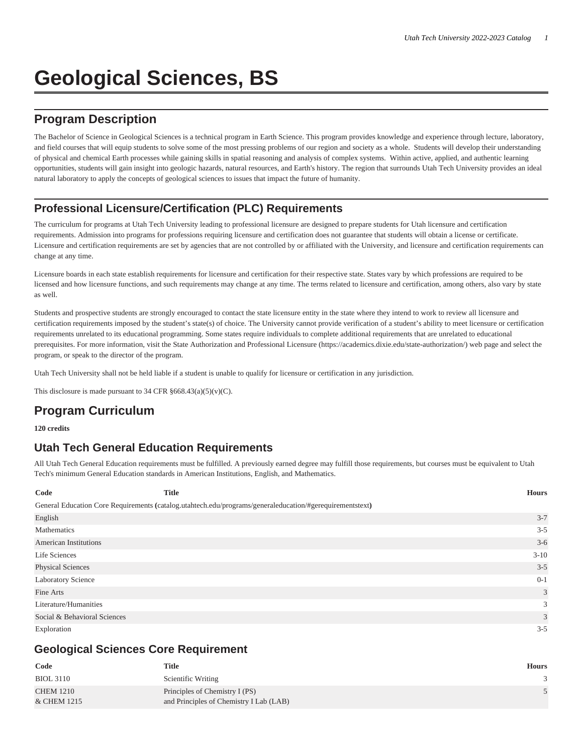# Geological Sciences, BS

## Program Description

The Bachelor of Science in Geological Sciences is a technical program in Earth Science. This program provides knowledge and experience through lecture, laboratory, and field courses that will equip students to solve some of the most pressing problems of our region and society as a whole. Students will develop their understanding of physical and chemical Earth processes while gaining skills in spatial reasoning and analysis of complex systems. Within active, applied, and authentic learning opportunities, students will gain insight into geologic hazards, natural resources, and Earth's history. The region that surrounds Utah Tech University provides an ideal natural laboratory to apply the concepts of geological sciences to issues that impact the future of humanity.

## Professional Licensure/Certification (PLC) Requirements

The curriculum for programs at Utah Tech University leading to professional licensure are designed to prepare students for Utah licensure and certification requirements. Admission into programs for professions requiring licensure and certification does not guarantee that students will obtain a license or certificate. Licensure and certification requirements are set by agencies that are not controlled by or affiliated with the University, and licensure and certification requirements can change at any time.

Licensure boards in each state establish requirements for licensure and certification for their respective state. States vary by which professions are required to be licensed and how licensure functions, and such requirements may change at any time. The terms related to licensure and certification, among others, also vary by state as well.

Students and prospective students are strongly encouraged to contact the state licensure entity in the state where they intend to work to review all licensure and certification requirements imposed by the student's state(s) of choice. The University cannot provide verification of a student's ability to meet licensure or certification requirements unrelated to its educational programming. Some states require individuals to complete additional requirements that are unrelated to educational prerequisites. For more information, visit the State Authorization and Professional Licensure (https://academics.dixie.edu/state-authorization/) web page and select the program, or speak to the director of the program.

Utah Tech University shall not be held liable if a student is unable to qualify for licensure or certification in any jurisdiction.

This disclosure is made pursuant to 34 CFR §668.43(a)(5)(v)(C).

## Program Curriculum

**120 credits**

## Utah Tech General Education Requirements

All Utah Tech General Education requirements must be fulfilled. A previously earned degree may fulfill those requirements, but courses must be equivalent to Utah Tech's minimum General Education standards in American Institutions, English, and Mathematics.

| Code | Title | Hours |
|---|---|---|
| General Education Core Requirements **(**catalog.utahtech.edu/programs/generaleducation/#gerequirementstext**)** | | |
| English | | 3-7 |
| Mathematics | | 3-5 |
| American Institutions | | 3-6 |
| Life Sciences | | 3-10 |
| Physical Sciences | | 3-5 |
| Laboratory Science | | 0-1 |
| Fine Arts | | 3 |
| Literature/Humanities | | 3 |
| Social & Behavioral Sciences | | 3 |
| Exploration | | 3-5 |

## Geological Sciences Core Requirement

| Code | Title | Hours |
|---|---|---|
| BIOL 3110 | Scientific Writing | 3 |
| CHEM 1210<br>& CHEM 1215 | Principles of Chemistry I (PS)<br>and Principles of Chemistry I Lab (LAB) | 5 |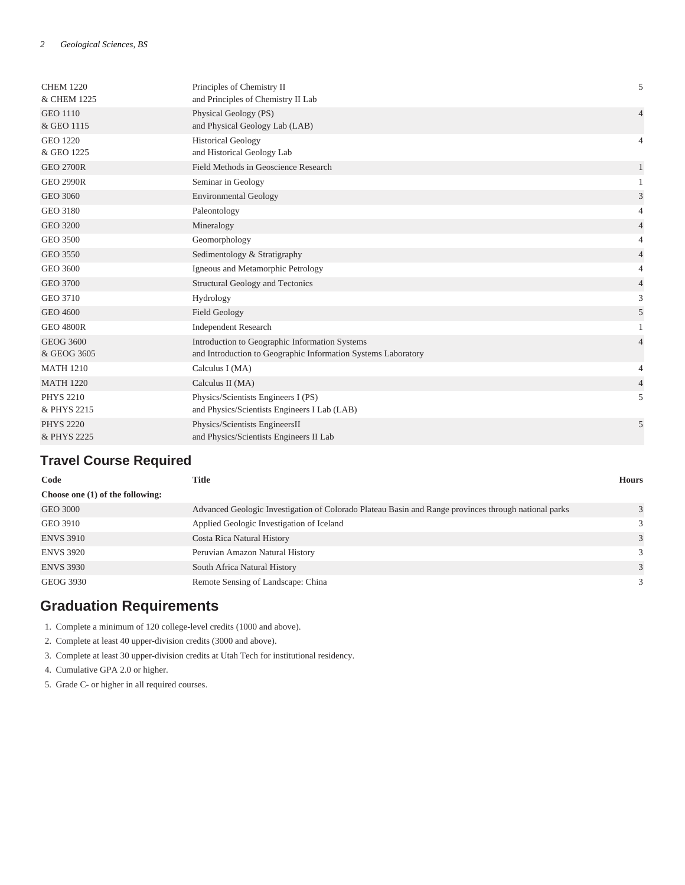| | | |
|---|---|---|
| CHEM 1220<br>& CHEM 1225 | Principles of Chemistry II<br>and Principles of Chemistry II Lab | 5 |
| GEO 1110<br>& GEO 1115 | Physical Geology (PS)<br>and Physical Geology Lab (LAB) | 4 |
| GEO 1220<br>& GEO 1225 | Historical Geology<br>and Historical Geology Lab | 4 |
| GEO 2700R | Field Methods in Geoscience Research | 1 |
| GEO 2990R | Seminar in Geology | 1 |
| GEO 3060 | Environmental Geology | 3 |
| GEO 3180 | Paleontology | 4 |
| GEO 3200 | Mineralogy | 4 |
| GEO 3500 | Geomorphology | 4 |
| GEO 3550 | Sedimentology & Stratigraphy | 4 |
| GEO 3600 | Igneous and Metamorphic Petrology | 4 |
| GEO 3700 | Structural Geology and Tectonics | 4 |
| GEO 3710 | Hydrology | 3 |
| GEO 4600 | Field Geology | 5 |
| GEO 4800R | Independent Research | 1 |
| GEOG 3600<br>& GEOG 3605 | Introduction to Geographic Information Systems<br>and Introduction to Geographic Information Systems Laboratory | 4 |
| MATH 1210 | Calculus I (MA) | 4 |
| MATH 1220 | Calculus II (MA) | 4 |
| PHYS 2210<br>& PHYS 2215 | Physics/Scientists Engineers I (PS)<br>and Physics/Scientists Engineers I Lab (LAB) | 5 |
| PHYS 2220<br>& PHYS 2225 | Physics/Scientists EngineersII<br>and Physics/Scientists Engineers II Lab | 5 |

## Travel Course Required

| Code | Title | Hours |
|---|---|---|
| **Choose one (1) of the following:** | | |
| GEO 3000 | Advanced Geologic Investigation of Colorado Plateau Basin and Range provinces through national parks | 3 |
| GEO 3910 | Applied Geologic Investigation of Iceland | 3 |
| ENVS 3910 | Costa Rica Natural History | 3 |
| ENVS 3920 | Peruvian Amazon Natural History | 3 |
| ENVS 3930 | South Africa Natural History | 3 |
| GEOG 3930 | Remote Sensing of Landscape: China | 3 |

## Graduation Requirements

1. Complete a minimum of 120 college-level credits (1000 and above).
2. Complete at least 40 upper-division credits (3000 and above).
3. Complete at least 30 upper-division credits at Utah Tech for institutional residency.
4. Cumulative GPA 2.0 or higher.
5. Grade C- or higher in all required courses.